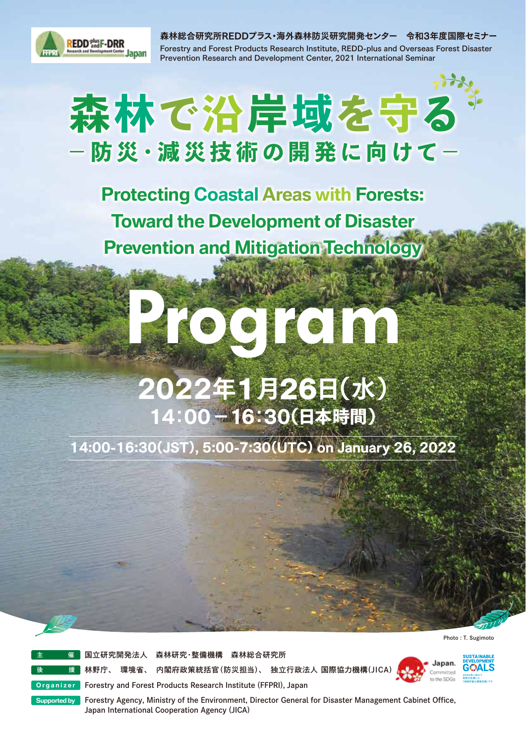森林総合研究所REDDプラス・海外森林防災研究開発センター　令和3年度国際セミナー

Forestry and Forest Products Research Institute, REDD-plus and Overseas Forest Disaster Prevention Research and Development Center, 2021 International Seminar

# 森林で沿岸域を守る
## －防災・減災技術の開発に向けて－

## Protecting Coastal Areas with Forests: Toward the Development of Disaster Prevention and Mitigation Technology

# Program

**2022年1月26日（水）**
**14：00－16：30（日本時間）**

**14:00-16:30(JST), 5:00-7:30(UTC) on January 26, 2022**

Photo : T. Sugimoto

**主　催**　国立研究開発法人　森林研究・整備機構　森林総合研究所

**後　援**　林野庁、 環境省、 内閣府政策統括官（防災担当）、 独立行政法人 国際協力機構（JICA）

**Organizer**　Forestry and Forest Products Research Institute (FFPRI), Japan

**Supported by**　Forestry Agency, Ministry of the Environment, Director General for Disaster Management Cabinet Office, Japan International Cooperation Agency (JICA)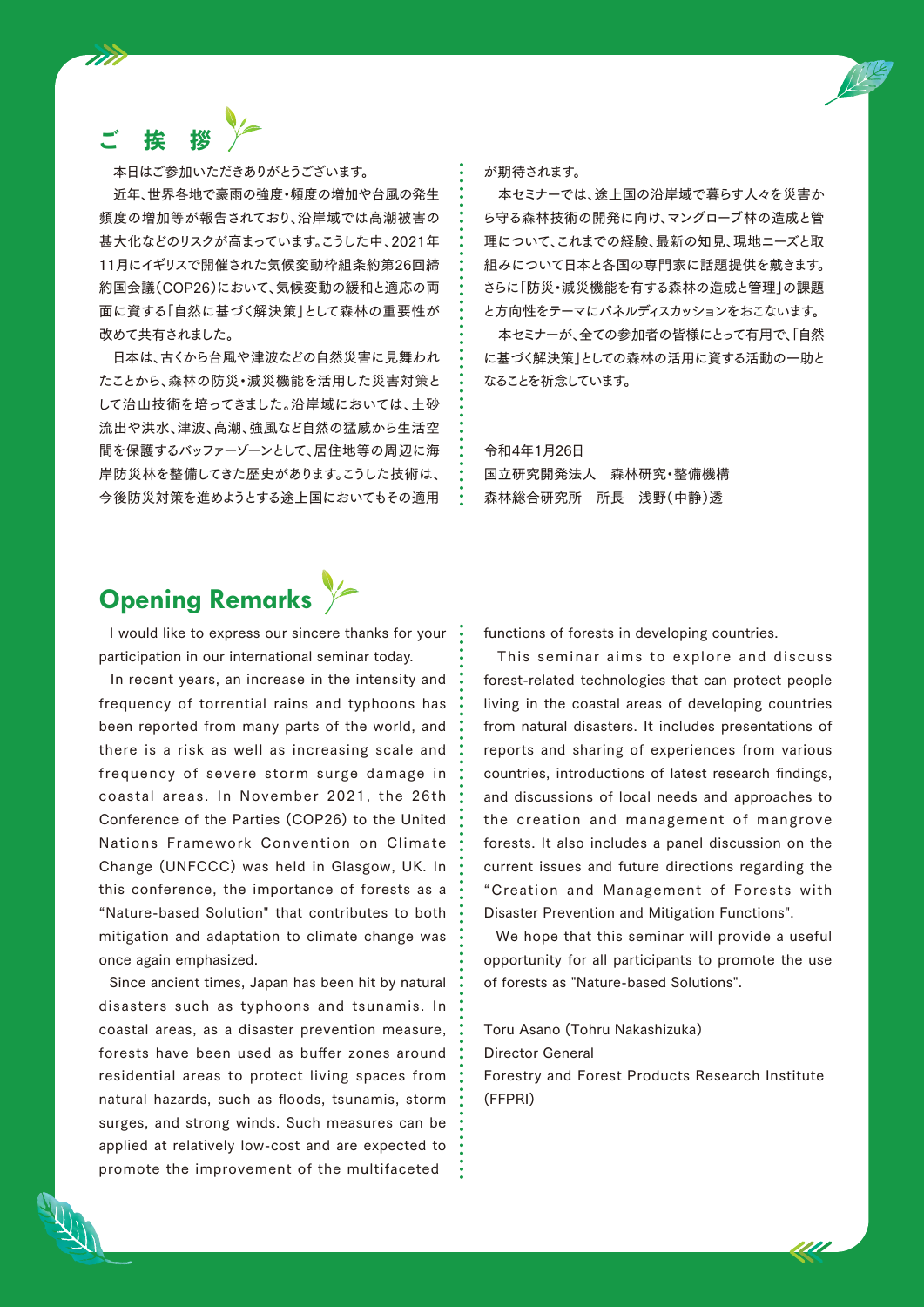## ご挨拶

本日はご参加いただきありがとうございます。

近年、世界各地で豪雨の強度・頻度の増加や台風の発生頻度の増加等が報告されており、沿岸域では高潮被害の甚大化などのリスクが高まっています。こうした中、2021年11月にイギリスで開催された気候変動枠組条約第26回締約国会議（COP26）において、気候変動の緩和と適応の両面に資する「自然に基づく解決策」として森林の重要性が改めて共有されました。

日本は、古くから台風や津波などの自然災害に見舞われたことから、森林の防災・減災機能を活用した災害対策として治山技術を培ってきました。沿岸域においては、土砂流出や洪水、津波、高潮、強風など自然の猛威から生活空間を保護するバッファーゾーンとして、居住地等の周辺に海岸防災林を整備してきた歴史があります。こうした技術は、今後防災対策を進めようとする途上国においてもその適用が期待されます。

本セミナーでは、途上国の沿岸域で暮らす人々を災害から守る森林技術の開発に向け、マングローブ林の造成と管理について、これまでの経験、最新の知見、現地ニーズと取組みについて日本と各国の専門家に話題提供を戴きます。さらに「防災・減災機能を有する森林の造成と管理」の課題と方向性をテーマにパネルディスカッションをおこないます。

本セミナーが、全ての参加者の皆様にとって有用で、「自然に基づく解決策」としての森林の活用に資する活動の一助となることを祈念しています。

令和4年1月26日
国立研究開発法人　森林研究・整備機構
森林総合研究所　所長　浅野（中静）透

## Opening Remarks

I would like to express our sincere thanks for your participation in our international seminar today.

In recent years, an increase in the intensity and frequency of torrential rains and typhoons has been reported from many parts of the world, and there is a risk as well as increasing scale and frequency of severe storm surge damage in coastal areas. In November 2021, the 26th Conference of the Parties (COP26) to the United Nations Framework Convention on Climate Change (UNFCCC) was held in Glasgow, UK. In this conference, the importance of forests as a “Nature-based Solution" that contributes to both mitigation and adaptation to climate change was once again emphasized.

Since ancient times, Japan has been hit by natural disasters such as typhoons and tsunamis. In coastal areas, as a disaster prevention measure, forests have been used as buffer zones around residential areas to protect living spaces from natural hazards, such as floods, tsunamis, storm surges, and strong winds. Such measures can be applied at relatively low-cost and are expected to promote the improvement of the multifaceted functions of forests in developing countries.

This seminar aims to explore and discuss forest-related technologies that can protect people living in the coastal areas of developing countries from natural disasters. It includes presentations of reports and sharing of experiences from various countries, introductions of latest research findings, and discussions of local needs and approaches to the creation and management of mangrove forests. It also includes a panel discussion on the current issues and future directions regarding the “Creation and Management of Forests with Disaster Prevention and Mitigation Functions".

We hope that this seminar will provide a useful opportunity for all participants to promote the use of forests as "Nature-based Solutions".

Toru Asano (Tohru Nakashizuka)
Director General
Forestry and Forest Products Research Institute (FFPRI)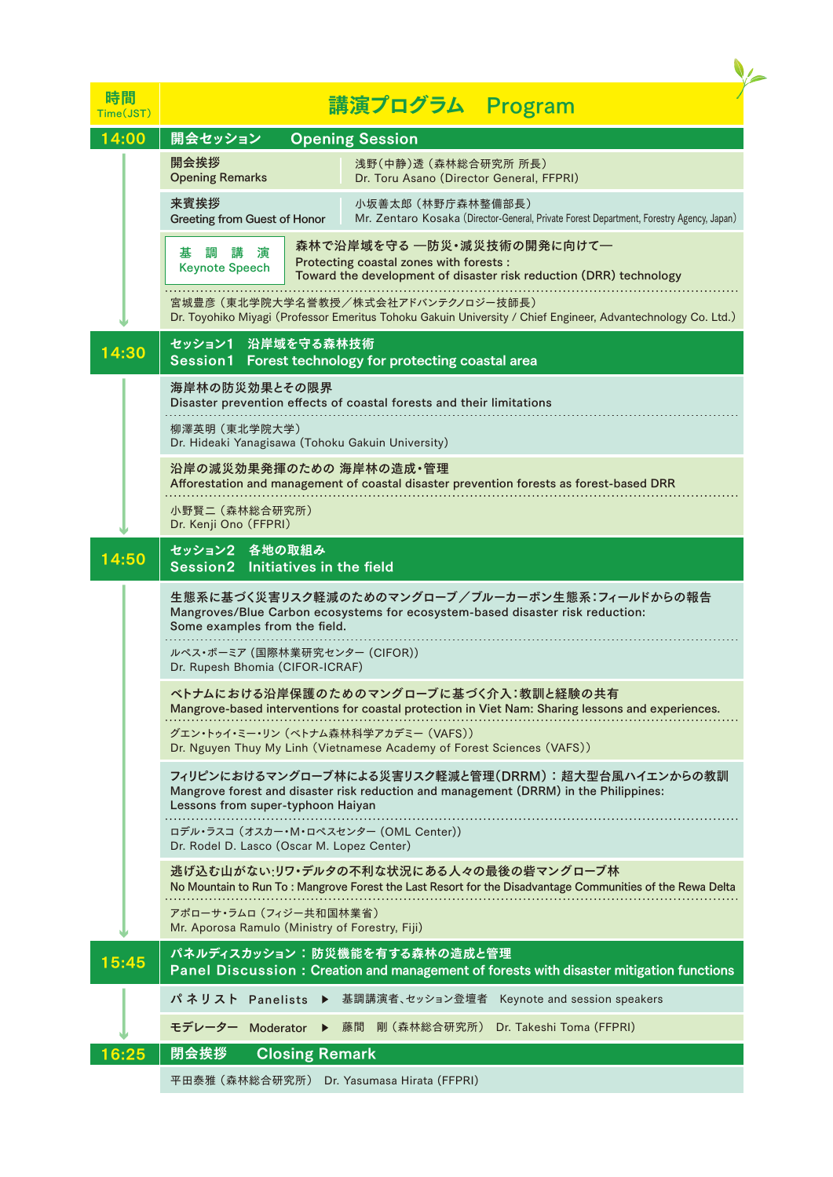# 講演プログラム　Program

**時間 Time(JST)**

## 14:00　開会セッション　Opening Session

**開会挨拶**
Opening Remarks
浅野(中静)透（森林総合研究所 所長）
Dr. Toru Asano (Director General, FFPRI)

**来賓挨拶**
Greeting from Guest of Honor
小坂善太郎（林野庁森林整備部長）
Mr. Zentaro Kosaka (Director-General, Private Forest Department, Forestry Agency, Japan)

**基調講演 Keynote Speech**
森林で沿岸域を守る —防災・減災技術の開発に向けて—
Protecting coastal zones with forests :
Toward the development of disaster risk reduction (DRR) technology

宮城豊彦（東北学院大学名誉教授／株式会社アドバンテクノロジー技師長）
Dr. Toyohiko Miyagi (Professor Emeritus Tohoku Gakuin University / Chief Engineer, Advantechnology Co. Ltd.)

## 14:30　セッション1　沿岸域を守る森林技術
## Session1　Forest technology for protecting coastal area

**海岸林の防災効果とその限界**
Disaster prevention effects of coastal forests and their limitations

柳澤英明（東北学院大学）
Dr. Hideaki Yanagisawa (Tohoku Gakuin University)

**沿岸の減災効果発揮のための 海岸林の造成・管理**
Afforestation and management of coastal disaster prevention forests as forest-based DRR

小野賢二（森林総合研究所）
Dr. Kenji Ono (FFPRI)

## 14:50　セッション2　各地の取組み
## Session2　Initiatives in the field

**生態系に基づく災害リスク低減のためのマングローブ／ブルーカーボン生態系：フィールドからの報告**
Mangroves/Blue Carbon ecosystems for ecosystem-based disaster risk reduction:
Some examples from the field.

ルペス・ボーミア（国際林業研究センター (CIFOR)）
Dr. Rupesh Bhomia (CIFOR-ICRAF)

**ベトナムにおける沿岸保護のためのマングローブに基づく介入：教訓と経験の共有**
Mangrove-based interventions for coastal protection in Viet Nam: Sharing lessons and experiences.

グエン・トゥイ・ミー・リン（ベトナム森林科学アカデミー (VAFS)）
Dr. Nguyen Thuy My Linh (Vietnamese Academy of Forest Sciences (VAFS))

**フィリピンにおけるマングローブ林による災害リスク軽減と管理(DRRM)：超大型台風ハイエンからの教訓**
Mangrove forest and disaster risk reduction and management (DRRM) in the Philippines:
Lessons from super-typhoon Haiyan

ロデル・ラスコ（オスカー・M・ロペスセンター (OML Center)）
Dr. Rodel D. Lasco (Oscar M. Lopez Center)

**逃げ込む山がない:リワ・デルタの不利な状況にある人々の最後の砦マングローブ林**
No Mountain to Run To : Mangrove Forest the Last Resort for the Disadvantage Communities of the Rewa Delta

アポローサ・ラムロ（フィジー共和国林業省）
Mr. Aporosa Ramulo (Ministry of Forestry, Fiji)

## 15:45　パネルディスカッション：防災機能を有する森林の造成と管理
## Panel Discussion : Creation and management of forests with disaster mitigation functions

**パネリスト Panelists** ▶ 基調講演者、セッション登壇者　Keynote and session speakers

**モデレーター Moderator** ▶ 藤間　剛（森林総合研究所）　Dr. Takeshi Toma (FFPRI)

## 16:25　閉会挨拶　Closing Remark

平田泰雅（森林総合研究所）　Dr. Yasumasa Hirata (FFPRI)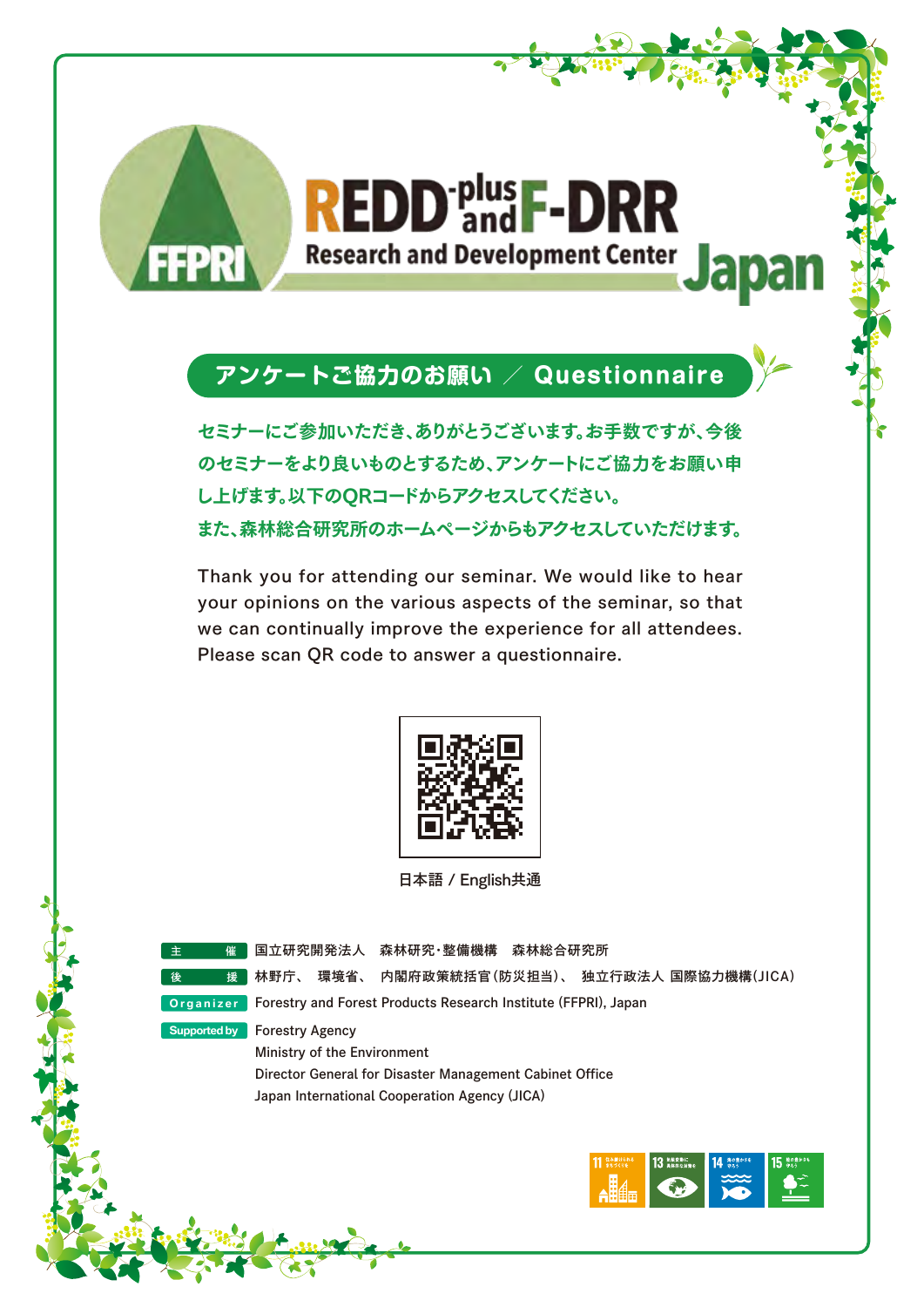FFPRI

# REDD-plus and F-DRR Research and Development Center Japan

## アンケートご協力のお願い ／ Questionnaire

**セミナーにご参加いただき、ありがとうございます。お手数ですが、今後のセミナーをより良いものとするため、アンケートにご協力をお願い申し上げます。以下のQRコードからアクセスしてください。**
**また、森林総合研究所のホームページからもアクセスしていただけます。**

Thank you for attending our seminar. We would like to hear your opinions on the various aspects of the seminar, so that we can continually improve the experience for all attendees. Please scan QR code to answer a questionnaire.

日本語 / English共通

| | |
|---|---|
| 主催 | 国立研究開発法人　森林研究・整備機構　森林総合研究所 |
| 後援 | 林野庁、　環境省、　内閣府政策統括官（防災担当）、　独立行政法人 国際協力機構（JICA） |
| Organizer | Forestry and Forest Products Research Institute (FFPRI), Japan |
| Supported by | Forestry Agency<br>Ministry of the Environment<br>Director General for Disaster Management Cabinet Office<br>Japan International Cooperation Agency (JICA) |

11　13　14　15